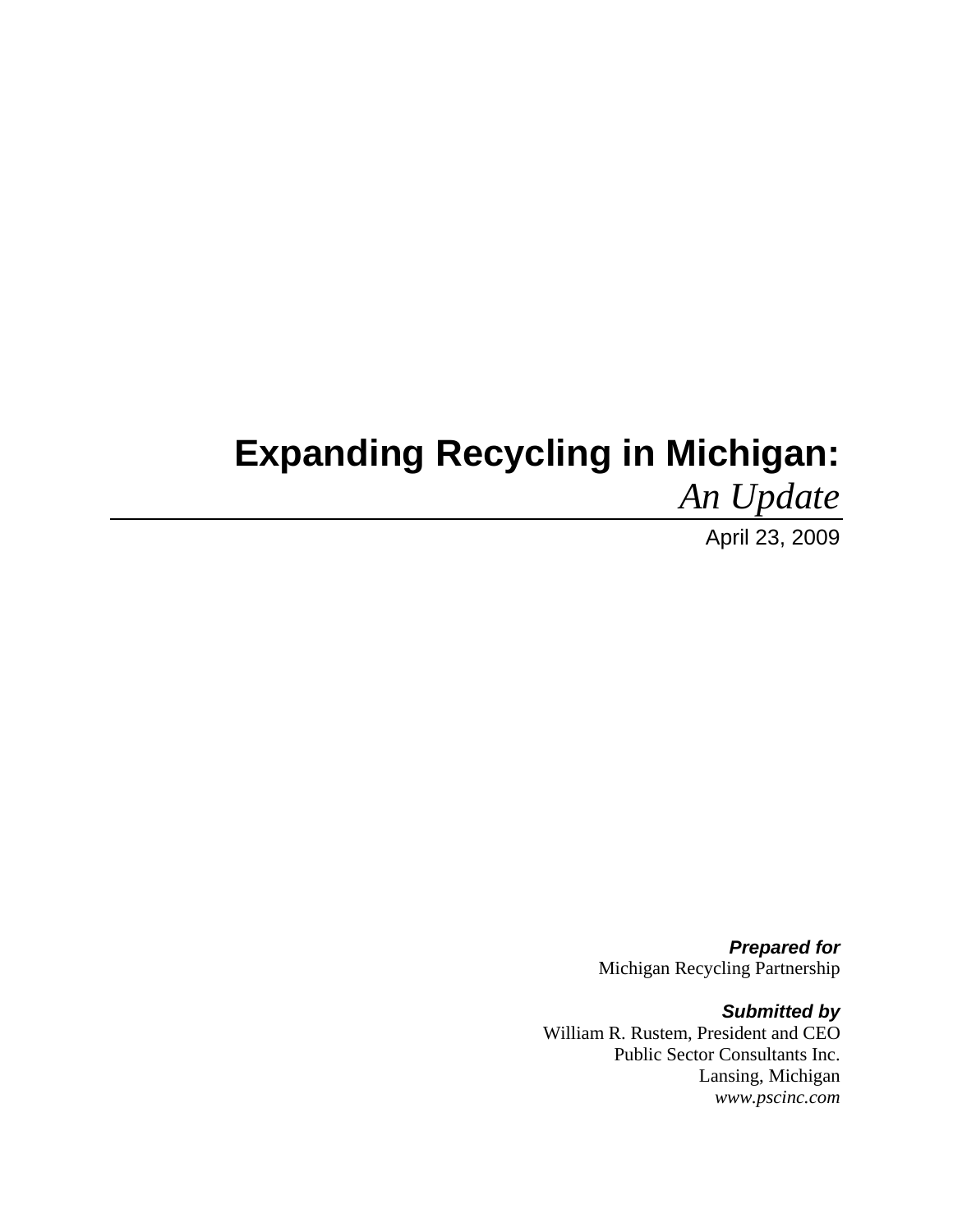# Expanding Recycling in Michigan:

*An Update*

April 23, 2009

***Prepared for***
Michigan Recycling Partnership

***Submitted by***
William R. Rustem, President and CEO
Public Sector Consultants Inc.
Lansing, Michigan
*www.pscinc.com*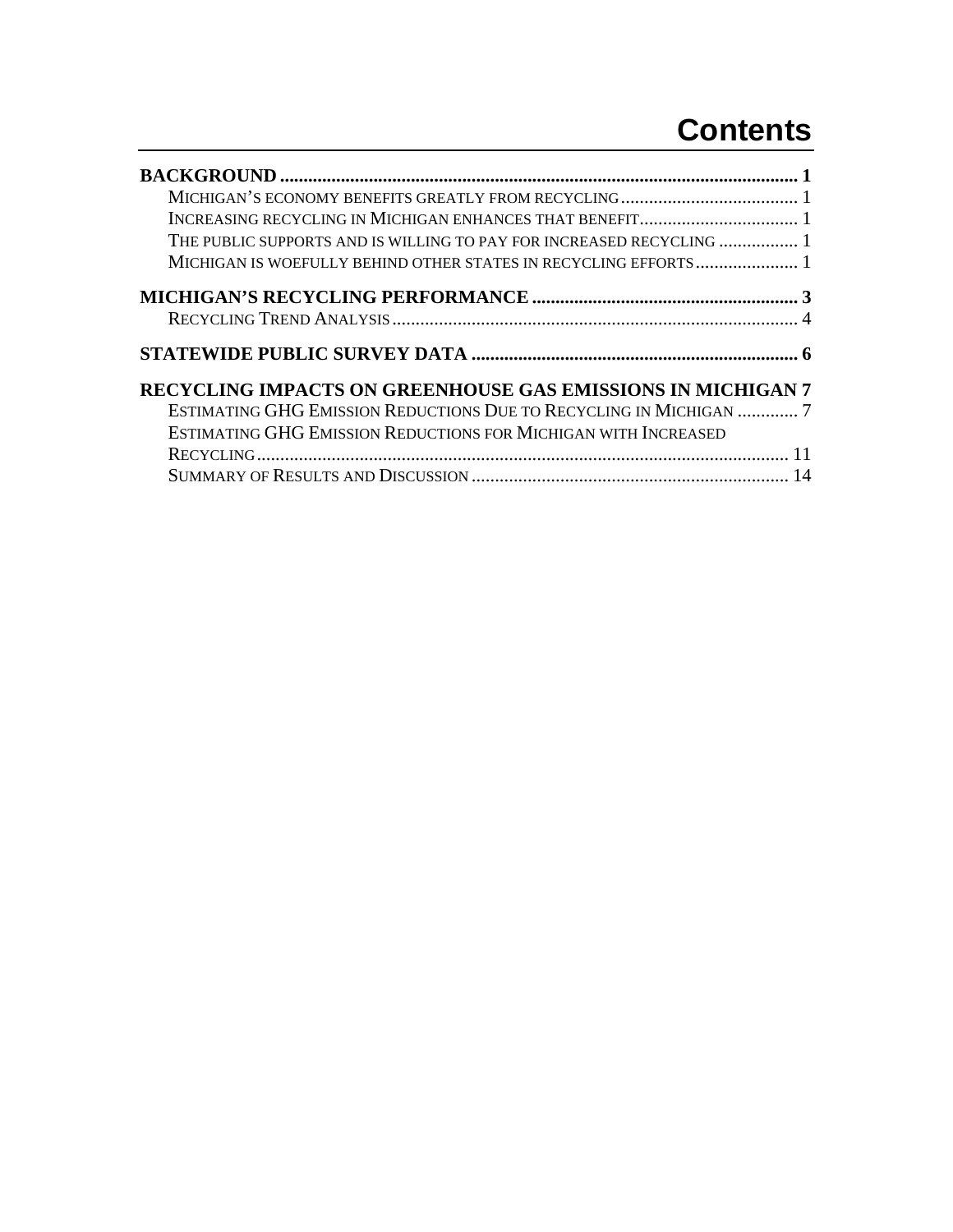# Contents

**BACKGROUND** .......... **1**

- Michigan's economy benefits greatly from recycling .......... 1
- Increasing recycling in Michigan enhances that benefit .......... 1
- The public supports and is willing to pay for increased recycling .......... 1
- Michigan is woefully behind other states in recycling efforts .......... 1

**MICHIGAN'S RECYCLING PERFORMANCE** .......... **3**

- Recycling Trend Analysis .......... 4

**STATEWIDE PUBLIC SURVEY DATA** .......... **6**

**RECYCLING IMPACTS ON GREENHOUSE GAS EMISSIONS IN MICHIGAN** **7**

- Estimating GHG Emission Reductions Due to Recycling in Michigan .......... 7
- Estimating GHG Emission Reductions for Michigan with Increased Recycling .......... 11
- Summary of Results and Discussion .......... 14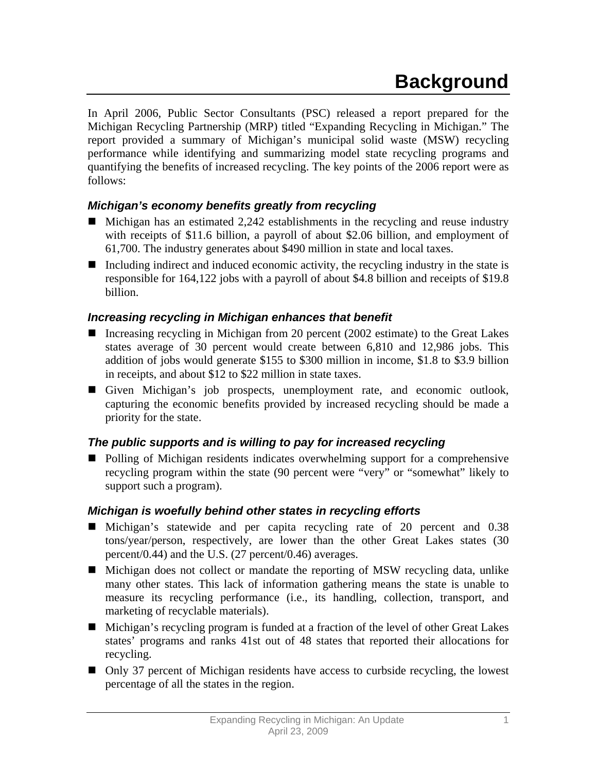# Background

In April 2006, Public Sector Consultants (PSC) released a report prepared for the Michigan Recycling Partnership (MRP) titled "Expanding Recycling in Michigan." The report provided a summary of Michigan's municipal solid waste (MSW) recycling performance while identifying and summarizing model state recycling programs and quantifying the benefits of increased recycling. The key points of the 2006 report were as follows:

### *Michigan's economy benefits greatly from recycling*

- Michigan has an estimated 2,242 establishments in the recycling and reuse industry with receipts of $11.6 billion, a payroll of about $2.06 billion, and employment of 61,700. The industry generates about $490 million in state and local taxes.
- Including indirect and induced economic activity, the recycling industry in the state is responsible for 164,122 jobs with a payroll of about $4.8 billion and receipts of $19.8 billion.

### *Increasing recycling in Michigan enhances that benefit*

- Increasing recycling in Michigan from 20 percent (2002 estimate) to the Great Lakes states average of 30 percent would create between 6,810 and 12,986 jobs. This addition of jobs would generate $155 to $300 million in income, $1.8 to $3.9 billion in receipts, and about $12 to $22 million in state taxes.
- Given Michigan's job prospects, unemployment rate, and economic outlook, capturing the economic benefits provided by increased recycling should be made a priority for the state.

### *The public supports and is willing to pay for increased recycling*

- Polling of Michigan residents indicates overwhelming support for a comprehensive recycling program within the state (90 percent were "very" or "somewhat" likely to support such a program).

### *Michigan is woefully behind other states in recycling efforts*

- Michigan's statewide and per capita recycling rate of 20 percent and 0.38 tons/year/person, respectively, are lower than the other Great Lakes states (30 percent/0.44) and the U.S. (27 percent/0.46) averages.
- Michigan does not collect or mandate the reporting of MSW recycling data, unlike many other states. This lack of information gathering means the state is unable to measure its recycling performance (i.e., its handling, collection, transport, and marketing of recyclable materials).
- Michigan's recycling program is funded at a fraction of the level of other Great Lakes states' programs and ranks 41st out of 48 states that reported their allocations for recycling.
- Only 37 percent of Michigan residents have access to curbside recycling, the lowest percentage of all the states in the region.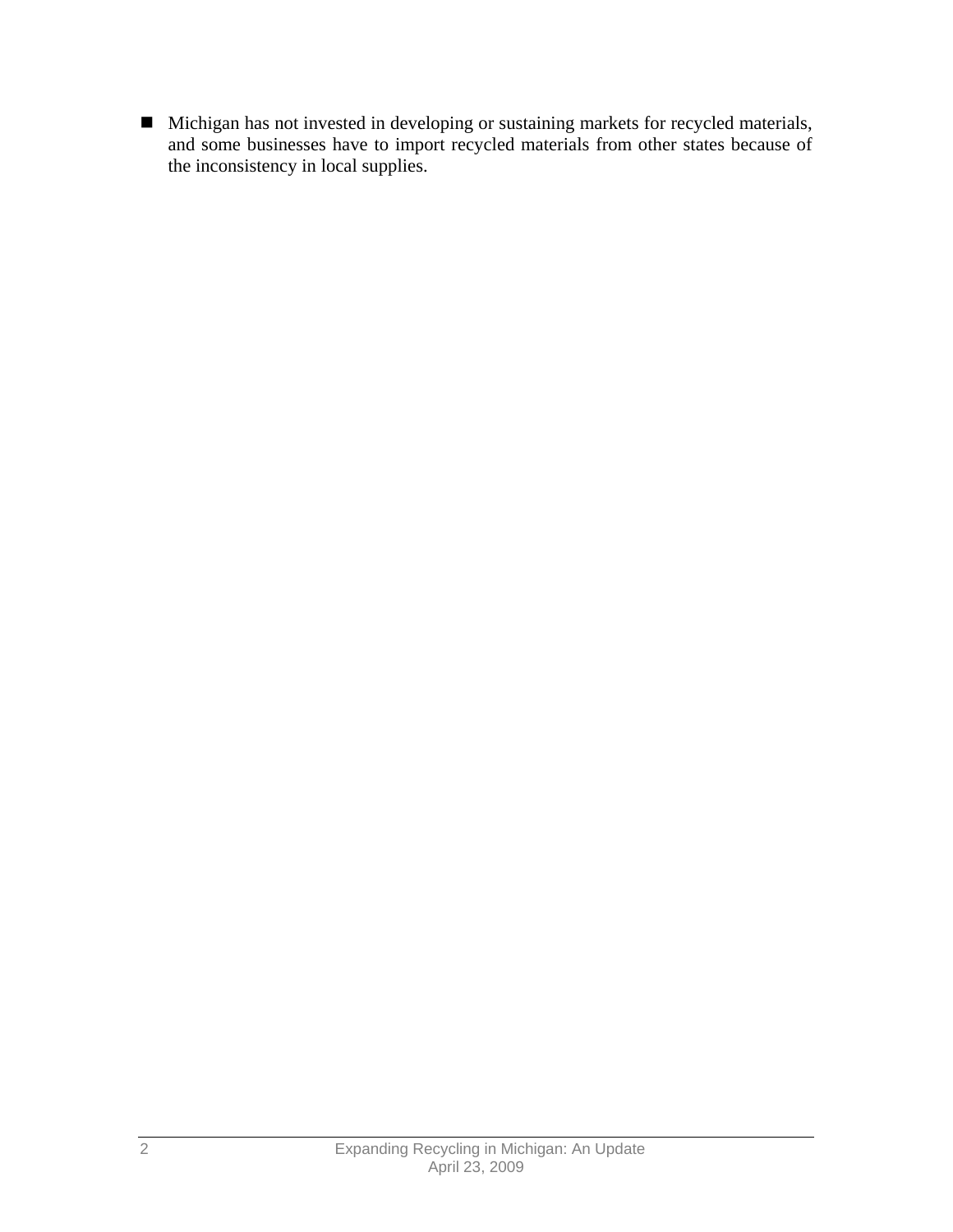- Michigan has not invested in developing or sustaining markets for recycled materials, and some businesses have to import recycled materials from other states because of the inconsistency in local supplies.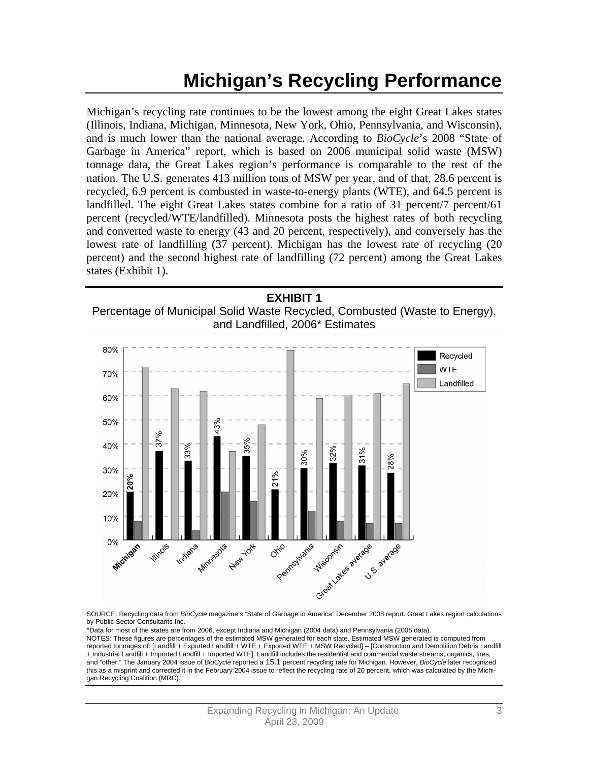# Michigan's Recycling Performance

Michigan's recycling rate continues to be the lowest among the eight Great Lakes states (Illinois, Indiana, Michigan, Minnesota, New York, Ohio, Pennsylvania, and Wisconsin), and is much lower than the national average. According to *BioCycle*'s 2008 "State of Garbage in America" report, which is based on 2006 municipal solid waste (MSW) tonnage data, the Great Lakes region's performance is comparable to the rest of the nation. The U.S. generates 413 million tons of MSW per year, and of that, 28.6 percent is recycled, 6.9 percent is combusted in waste-to-energy plants (WTE), and 64.5 percent is landfilled. The eight Great Lakes states combine for a ratio of 31 percent/7 percent/61 percent (recycled/WTE/landfilled). Minnesota posts the highest rates of both recycling and converted waste to energy (43 and 20 percent, respectively), and conversely has the lowest rate of landfilling (37 percent). Michigan has the lowest rate of recycling (20 percent) and the second highest rate of landfilling (72 percent) among the Great Lakes states (Exhibit 1).

**EXHIBIT 1**

Percentage of Municipal Solid Waste Recycled, Combusted (Waste to Energy), and Landfilled, 2006* Estimates

| | Recycled |
|---|---|
| **Michigan** | 20% |
| Illinois | 37% |
| Indiana | 33% |
| Minnesota | 43% |
| New York | 35% |
| Ohio | 21% |
| Pennsylvania | 30% |
| Wisconsin | 32% |
| Great Lakes average | 31% |
| U.S. average | 28% |

SOURCE: Recycling data from *BioCycle* magazine's "State of Garbage in America" December 2008 report. Great Lakes region calculations by Public Sector Consultants Inc.

*Data for most of the states are from 2006, except Indiana and Michigan (2004 data) and Pennsylvania (2005 data).

NOTES: These figures are percentages of the estimated MSW generated for each state. Estimated MSW generated is computed from reported tonnages of: [Landfill + Exported Landfill + WTE + Exported WTE + MSW Recycled] – [Construction and Demolition Debris Landfill + Industrial Landfill + Imported Landfill + Imported WTE]. Landfill includes the residential and commercial waste streams, organics, tires, and "other." The January 2004 issue of *BioCycle* reported a 15.1 percent recycling rate for Michigan. However, *BioCycle* later recognized this as a misprint and corrected it in the February 2004 issue to reflect the recycling rate of 20 percent, which was calculated by the Michigan Recycling Coalition (MRC).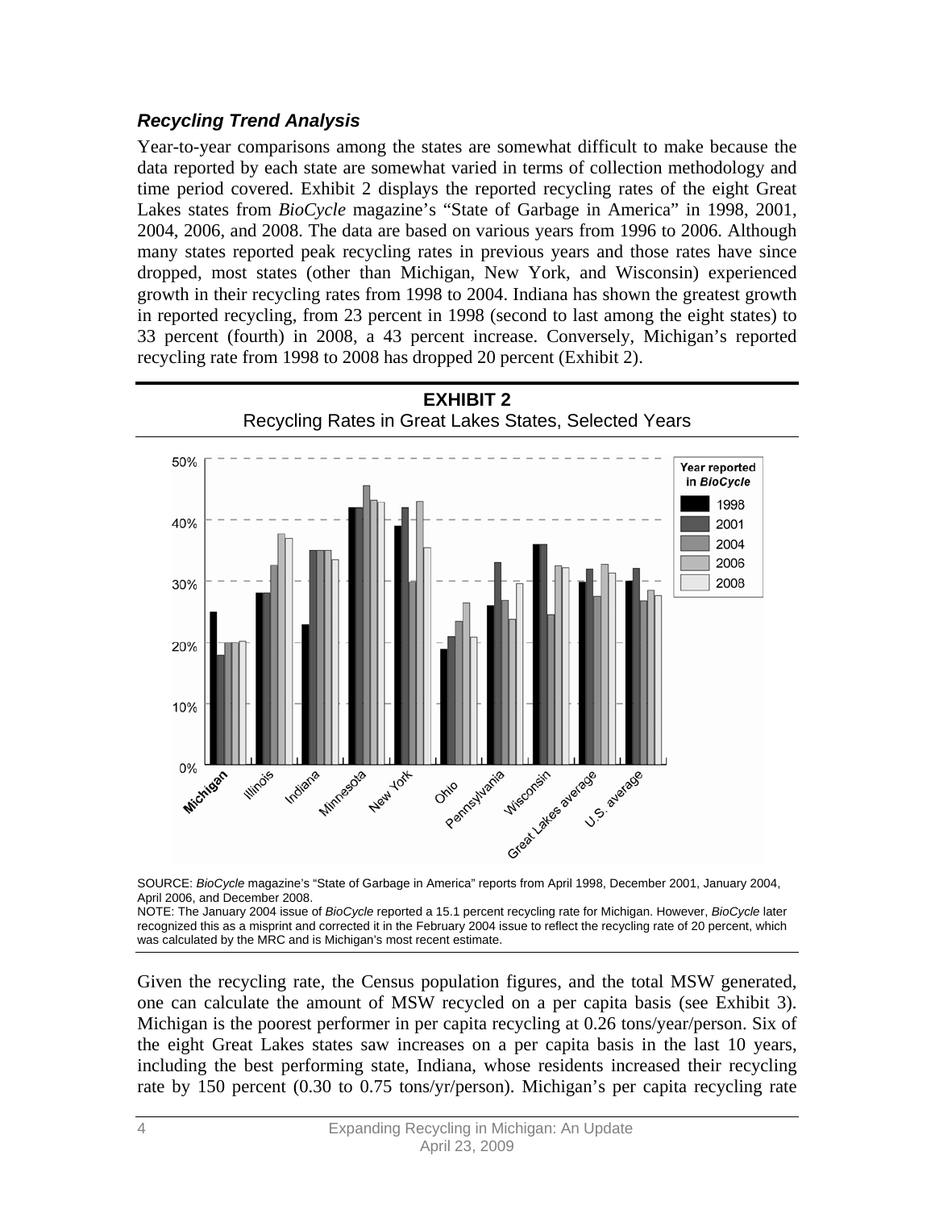### *Recycling Trend Analysis*

Year-to-year comparisons among the states are somewhat difficult to make because the data reported by each state are somewhat varied in terms of collection methodology and time period covered. Exhibit 2 displays the reported recycling rates of the eight Great Lakes states from *BioCycle* magazine's "State of Garbage in America" in 1998, 2001, 2004, 2006, and 2008. The data are based on various years from 1996 to 2006. Although many states reported peak recycling rates in previous years and those rates have since dropped, most states (other than Michigan, New York, and Wisconsin) experienced growth in their recycling rates from 1998 to 2004. Indiana has shown the greatest growth in reported recycling, from 23 percent in 1998 (second to last among the eight states) to 33 percent (fourth) in 2008, a 43 percent increase. Conversely, Michigan's reported recycling rate from 1998 to 2008 has dropped 20 percent (Exhibit 2).

**EXHIBIT 2**
Recycling Rates in Great Lakes States, Selected Years

SOURCE: *BioCycle* magazine's "State of Garbage in America" reports from April 1998, December 2001, January 2004, April 2006, and December 2008.
NOTE: The January 2004 issue of *BioCycle* reported a 15.1 percent recycling rate for Michigan. However, *BioCycle* later recognized this as a misprint and corrected it in the February 2004 issue to reflect the recycling rate of 20 percent, which was calculated by the MRC and is Michigan's most recent estimate.

Given the recycling rate, the Census population figures, and the total MSW generated, one can calculate the amount of MSW recycled on a per capita basis (see Exhibit 3). Michigan is the poorest performer in per capita recycling at 0.26 tons/year/person. Six of the eight Great Lakes states saw increases on a per capita basis in the last 10 years, including the best performing state, Indiana, whose residents increased their recycling rate by 150 percent (0.30 to 0.75 tons/yr/person). Michigan's per capita recycling rate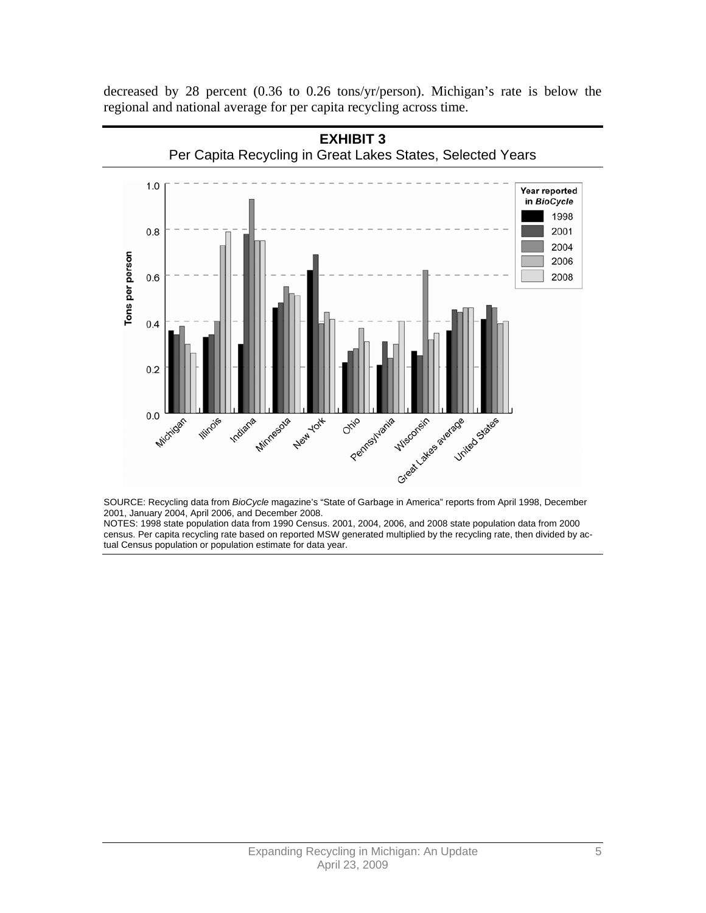decreased by 28 percent (0.36 to 0.26 tons/yr/person). Michigan's rate is below the regional and national average for per capita recycling across time.

**EXHIBIT 3**
Per Capita Recycling in Great Lakes States, Selected Years

SOURCE: Recycling data from *BioCycle* magazine's "State of Garbage in America" reports from April 1998, December 2001, January 2004, April 2006, and December 2008.
NOTES: 1998 state population data from 1990 Census. 2001, 2004, 2006, and 2008 state population data from 2000 census. Per capita recycling rate based on reported MSW generated multiplied by the recycling rate, then divided by actual Census population or population estimate for data year.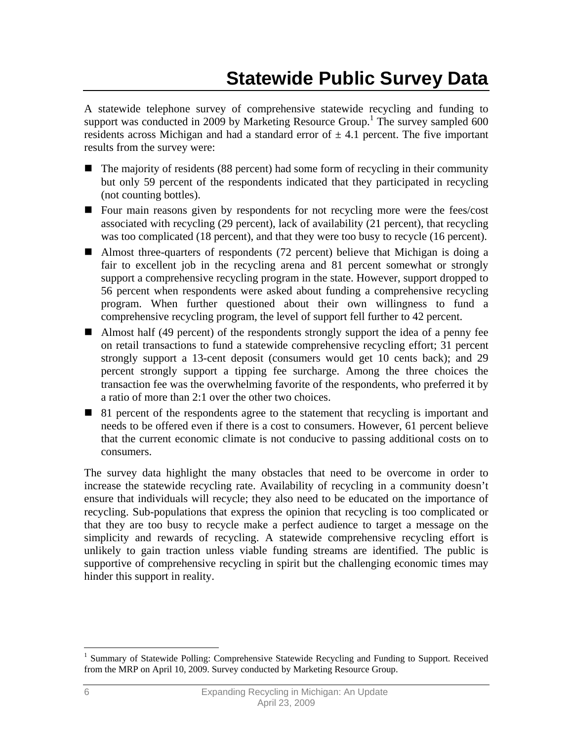# Statewide Public Survey Data

A statewide telephone survey of comprehensive statewide recycling and funding to support was conducted in 2009 by Marketing Resource Group.[1] The survey sampled 600 residents across Michigan and had a standard error of ± 4.1 percent. The five important results from the survey were:

- The majority of residents (88 percent) had some form of recycling in their community but only 59 percent of the respondents indicated that they participated in recycling (not counting bottles).
- Four main reasons given by respondents for not recycling more were the fees/cost associated with recycling (29 percent), lack of availability (21 percent), that recycling was too complicated (18 percent), and that they were too busy to recycle (16 percent).
- Almost three-quarters of respondents (72 percent) believe that Michigan is doing a fair to excellent job in the recycling arena and 81 percent somewhat or strongly support a comprehensive recycling program in the state. However, support dropped to 56 percent when respondents were asked about funding a comprehensive recycling program. When further questioned about their own willingness to fund a comprehensive recycling program, the level of support fell further to 42 percent.
- Almost half (49 percent) of the respondents strongly support the idea of a penny fee on retail transactions to fund a statewide comprehensive recycling effort; 31 percent strongly support a 13-cent deposit (consumers would get 10 cents back); and 29 percent strongly support a tipping fee surcharge. Among the three choices the transaction fee was the overwhelming favorite of the respondents, who preferred it by a ratio of more than 2:1 over the other two choices.
- 81 percent of the respondents agree to the statement that recycling is important and needs to be offered even if there is a cost to consumers. However, 61 percent believe that the current economic climate is not conducive to passing additional costs on to consumers.

The survey data highlight the many obstacles that need to be overcome in order to increase the statewide recycling rate. Availability of recycling in a community doesn't ensure that individuals will recycle; they also need to be educated on the importance of recycling. Sub-populations that express the opinion that recycling is too complicated or that they are too busy to recycle make a perfect audience to target a message on the simplicity and rewards of recycling. A statewide comprehensive recycling effort is unlikely to gain traction unless viable funding streams are identified. The public is supportive of comprehensive recycling in spirit but the challenging economic times may hinder this support in reality.

[1] Summary of Statewide Polling: Comprehensive Statewide Recycling and Funding to Support. Received from the MRP on April 10, 2009. Survey conducted by Marketing Resource Group.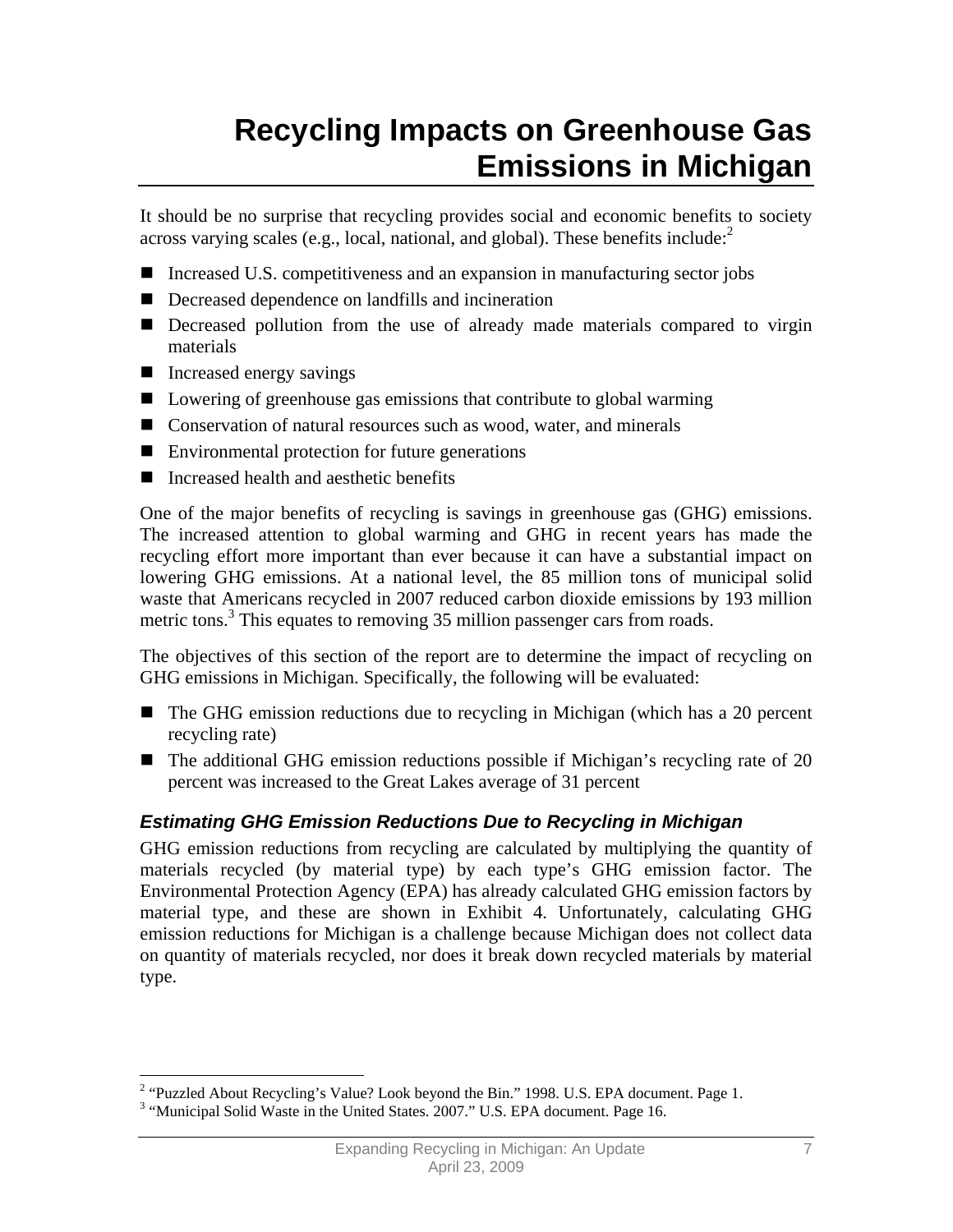# Recycling Impacts on Greenhouse Gas Emissions in Michigan

It should be no surprise that recycling provides social and economic benefits to society across varying scales (e.g., local, national, and global). These benefits include:[2]

- Increased U.S. competitiveness and an expansion in manufacturing sector jobs
- Decreased dependence on landfills and incineration
- Decreased pollution from the use of already made materials compared to virgin materials
- Increased energy savings
- Lowering of greenhouse gas emissions that contribute to global warming
- Conservation of natural resources such as wood, water, and minerals
- Environmental protection for future generations
- Increased health and aesthetic benefits

One of the major benefits of recycling is savings in greenhouse gas (GHG) emissions. The increased attention to global warming and GHG in recent years has made the recycling effort more important than ever because it can have a substantial impact on lowering GHG emissions. At a national level, the 85 million tons of municipal solid waste that Americans recycled in 2007 reduced carbon dioxide emissions by 193 million metric tons.[3] This equates to removing 35 million passenger cars from roads.

The objectives of this section of the report are to determine the impact of recycling on GHG emissions in Michigan. Specifically, the following will be evaluated:

- The GHG emission reductions due to recycling in Michigan (which has a 20 percent recycling rate)
- The additional GHG emission reductions possible if Michigan's recycling rate of 20 percent was increased to the Great Lakes average of 31 percent

### *Estimating GHG Emission Reductions Due to Recycling in Michigan*

GHG emission reductions from recycling are calculated by multiplying the quantity of materials recycled (by material type) by each type's GHG emission factor. The Environmental Protection Agency (EPA) has already calculated GHG emission factors by material type, and these are shown in Exhibit 4. Unfortunately, calculating GHG emission reductions for Michigan is a challenge because Michigan does not collect data on quantity of materials recycled, nor does it break down recycled materials by material type.

---

[2] "Puzzled About Recycling's Value? Look beyond the Bin." 1998. U.S. EPA document. Page 1.

[3] "Municipal Solid Waste in the United States. 2007." U.S. EPA document. Page 16.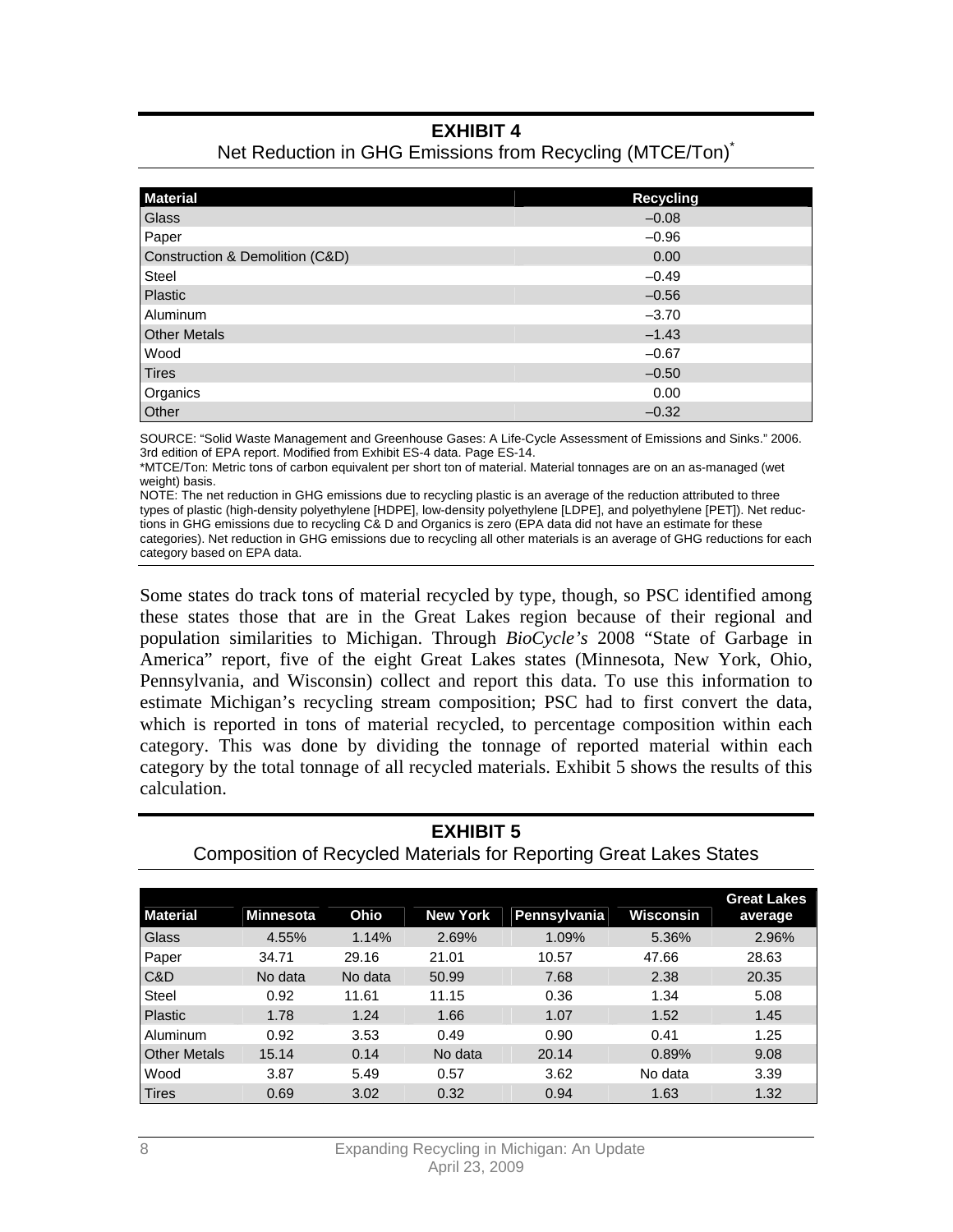**EXHIBIT 4**

Net Reduction in GHG Emissions from Recycling (MTCE/Ton)*

| Material | Recycling |
|---|---|
| Glass | –0.08 |
| Paper | –0.96 |
| Construction & Demolition (C&D) | 0.00 |
| Steel | –0.49 |
| Plastic | –0.56 |
| Aluminum | –3.70 |
| Other Metals | –1.43 |
| Wood | –0.67 |
| Tires | –0.50 |
| Organics | 0.00 |
| Other | –0.32 |

SOURCE: "Solid Waste Management and Greenhouse Gases: A Life-Cycle Assessment of Emissions and Sinks." 2006. 3rd edition of EPA report. Modified from Exhibit ES-4 data. Page ES-14.

*MTCE/Ton: Metric tons of carbon equivalent per short ton of material. Material tonnages are on an as-managed (wet weight) basis.

NOTE: The net reduction in GHG emissions due to recycling plastic is an average of the reduction attributed to three types of plastic (high-density polyethylene [HDPE], low-density polyethylene [LDPE], and polyethylene [PET]). Net reductions in GHG emissions due to recycling C& D and Organics is zero (EPA data did not have an estimate for these categories). Net reduction in GHG emissions due to recycling all other materials is an average of GHG reductions for each category based on EPA data.

Some states do track tons of material recycled by type, though, so PSC identified among these states those that are in the Great Lakes region because of their regional and population similarities to Michigan. Through *BioCycle's* 2008 "State of Garbage in America" report, five of the eight Great Lakes states (Minnesota, New York, Ohio, Pennsylvania, and Wisconsin) collect and report this data. To use this information to estimate Michigan's recycling stream composition; PSC had to first convert the data, which is reported in tons of material recycled, to percentage composition within each category. This was done by dividing the tonnage of reported material within each category by the total tonnage of all recycled materials. Exhibit 5 shows the results of this calculation.

**EXHIBIT 5**

Composition of Recycled Materials for Reporting Great Lakes States

| Material | Minnesota | Ohio | New York | Pennsylvania | Wisconsin | Great Lakes average |
|---|---|---|---|---|---|---|
| Glass | 4.55% | 1.14% | 2.69% | 1.09% | 5.36% | 2.96% |
| Paper | 34.71 | 29.16 | 21.01 | 10.57 | 47.66 | 28.63 |
| C&D | No data | No data | 50.99 | 7.68 | 2.38 | 20.35 |
| Steel | 0.92 | 11.61 | 11.15 | 0.36 | 1.34 | 5.08 |
| Plastic | 1.78 | 1.24 | 1.66 | 1.07 | 1.52 | 1.45 |
| Aluminum | 0.92 | 3.53 | 0.49 | 0.90 | 0.41 | 1.25 |
| Other Metals | 15.14 | 0.14 | No data | 20.14 | 0.89% | 9.08 |
| Wood | 3.87 | 5.49 | 0.57 | 3.62 | No data | 3.39 |
| Tires | 0.69 | 3.02 | 0.32 | 0.94 | 1.63 | 1.32 |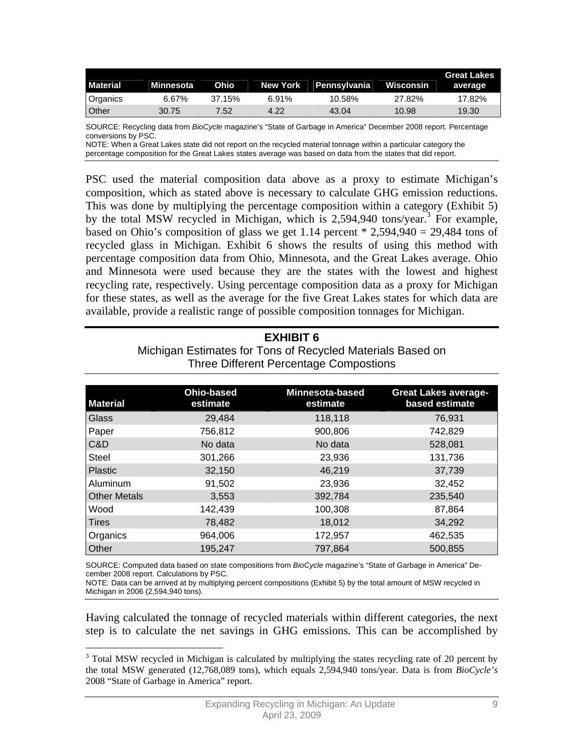| Material | Minnesota | Ohio | New York | Pennsylvania | Wisconsin | Great Lakes average |
|---|---|---|---|---|---|---|
| Organics | 6.67% | 37.15% | 6.91% | 10.58% | 27.82% | 17.82% |
| Other | 30.75 | 7.52 | 4.22 | 43.04 | 10.98 | 19.30 |

SOURCE: Recycling data from *BioCycle* magazine's "State of Garbage in America" December 2008 report. Percentage conversions by PSC.
NOTE: When a Great Lakes state did not report on the recycled material tonnage within a particular category the percentage composition for the Great Lakes states average was based on data from the states that did report.

PSC used the material composition data above as a proxy to estimate Michigan's composition, which as stated above is necessary to calculate GHG emission reductions. This was done by multiplying the percentage composition within a category (Exhibit 5) by the total MSW recycled in Michigan, which is 2,594,940 tons/year.[3] For example, based on Ohio's composition of glass we get 1.14 percent * 2,594,940 = 29,484 tons of recycled glass in Michigan. Exhibit 6 shows the results of using this method with percentage composition data from Ohio, Minnesota, and the Great Lakes average. Ohio and Minnesota were used because they are the states with the lowest and highest recycling rate, respectively. Using percentage composition data as a proxy for Michigan for these states, as well as the average for the five Great Lakes states for which data are available, provide a realistic range of possible composition tonnages for Michigan.

**EXHIBIT 6**

Michigan Estimates for Tons of Recycled Materials Based on Three Different Percentage Compostions

| Material | Ohio-based estimate | Minnesota-based estimate | Great Lakes average-based estimate |
|---|---|---|---|
| Glass | 29,484 | 118,118 | 76,931 |
| Paper | 756,812 | 900,806 | 742,829 |
| C&D | No data | No data | 528,081 |
| Steel | 301,266 | 23,936 | 131,736 |
| Plastic | 32,150 | 46,219 | 37,739 |
| Aluminum | 91,502 | 23,936 | 32,452 |
| Other Metals | 3,553 | 392,784 | 235,540 |
| Wood | 142,439 | 100,308 | 87,864 |
| Tires | 78,482 | 18,012 | 34,292 |
| Organics | 964,006 | 172,957 | 462,535 |
| Other | 195,247 | 797,864 | 500,855 |

SOURCE: Computed data based on state compositions from *BioCycle* magazine's "State of Garbage in America" December 2008 report. Calculations by PSC.
NOTE: Data can be arrived at by multiplying percent compositions (Exhibit 5) by the total amount of MSW recycled in Michigan in 2006 (2,594,940 tons).

Having calculated the tonnage of recycled materials within different categories, the next step is to calculate the net savings in GHG emissions. This can be accomplished by

[3] Total MSW recycled in Michigan is calculated by multiplying the states recycling rate of 20 percent by the total MSW generated (12,768,089 tons), which equals 2,594,940 tons/year. Data is from *BioCycle's* 2008 "State of Garbage in America" report.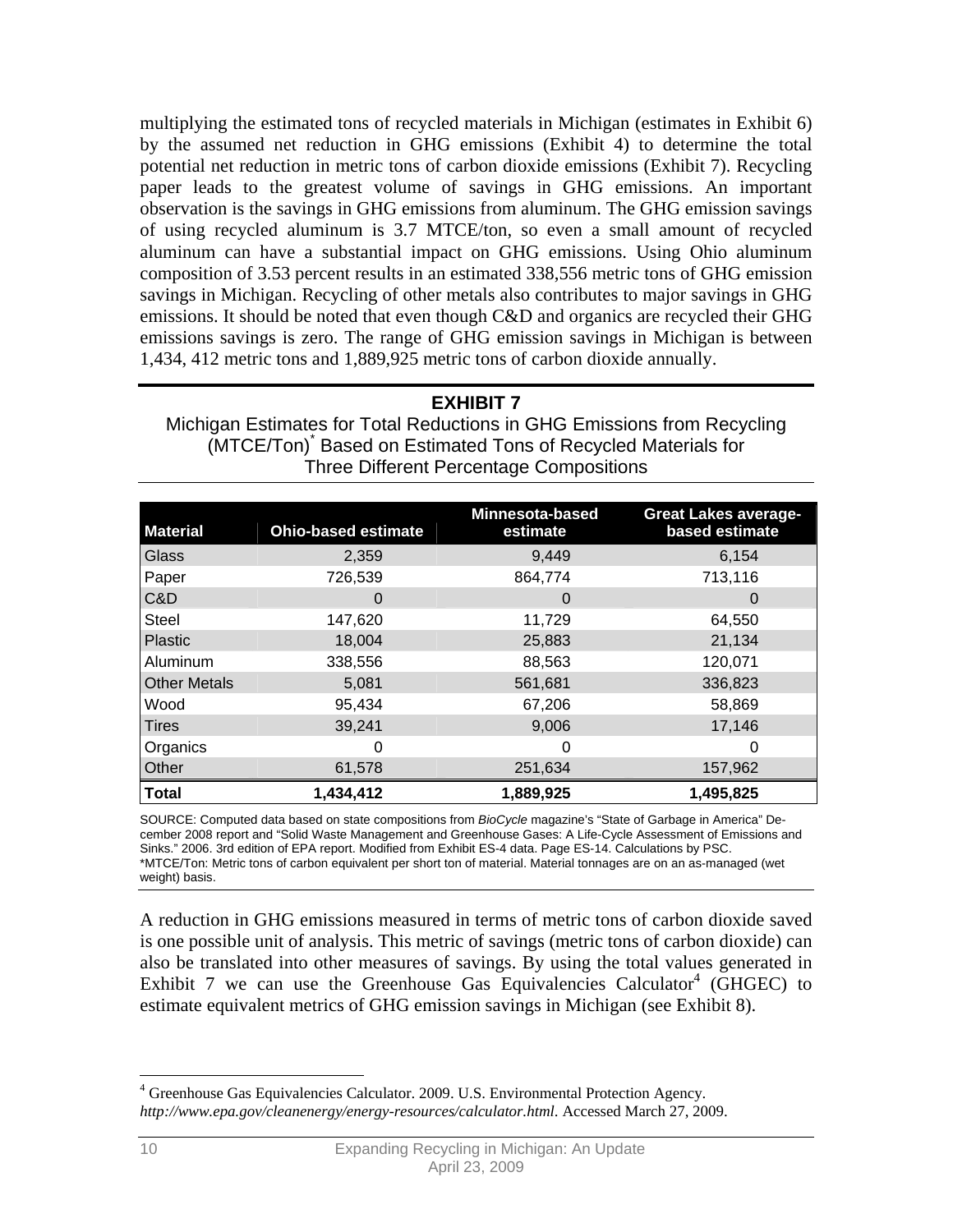multiplying the estimated tons of recycled materials in Michigan (estimates in Exhibit 6) by the assumed net reduction in GHG emissions (Exhibit 4) to determine the total potential net reduction in metric tons of carbon dioxide emissions (Exhibit 7). Recycling paper leads to the greatest volume of savings in GHG emissions. An important observation is the savings in GHG emissions from aluminum. The GHG emission savings of using recycled aluminum is 3.7 MTCE/ton, so even a small amount of recycled aluminum can have a substantial impact on GHG emissions. Using Ohio aluminum composition of 3.53 percent results in an estimated 338,556 metric tons of GHG emission savings in Michigan. Recycling of other metals also contributes to major savings in GHG emissions. It should be noted that even though C&D and organics are recycled their GHG emissions savings is zero. The range of GHG emission savings in Michigan is between 1,434, 412 metric tons and 1,889,925 metric tons of carbon dioxide annually.

**EXHIBIT 7**

Michigan Estimates for Total Reductions in GHG Emissions from Recycling (MTCE/Ton)* Based on Estimated Tons of Recycled Materials for Three Different Percentage Compositions

| Material | Ohio-based estimate | Minnesota-based estimate | Great Lakes average-based estimate |
|---|---|---|---|
| Glass | 2,359 | 9,449 | 6,154 |
| Paper | 726,539 | 864,774 | 713,116 |
| C&D | 0 | 0 | 0 |
| Steel | 147,620 | 11,729 | 64,550 |
| Plastic | 18,004 | 25,883 | 21,134 |
| Aluminum | 338,556 | 88,563 | 120,071 |
| Other Metals | 5,081 | 561,681 | 336,823 |
| Wood | 95,434 | 67,206 | 58,869 |
| Tires | 39,241 | 9,006 | 17,146 |
| Organics | 0 | 0 | 0 |
| Other | 61,578 | 251,634 | 157,962 |
| **Total** | **1,434,412** | **1,889,925** | **1,495,825** |

SOURCE: Computed data based on state compositions from *BioCycle* magazine's "State of Garbage in America" December 2008 report and "Solid Waste Management and Greenhouse Gases: A Life-Cycle Assessment of Emissions and Sinks." 2006. 3rd edition of EPA report. Modified from Exhibit ES-4 data. Page ES-14. Calculations by PSC.
*MTCE/Ton: Metric tons of carbon equivalent per short ton of material. Material tonnages are on an as-managed (wet weight) basis.

A reduction in GHG emissions measured in terms of metric tons of carbon dioxide saved is one possible unit of analysis. This metric of savings (metric tons of carbon dioxide) can also be translated into other measures of savings. By using the total values generated in Exhibit 7 we can use the Greenhouse Gas Equivalencies Calculator[4] (GHGEC) to estimate equivalent metrics of GHG emission savings in Michigan (see Exhibit 8).

[4] Greenhouse Gas Equivalencies Calculator. 2009. U.S. Environmental Protection Agency. *http://www.epa.gov/cleanenergy/energy-resources/calculator.html*. Accessed March 27, 2009.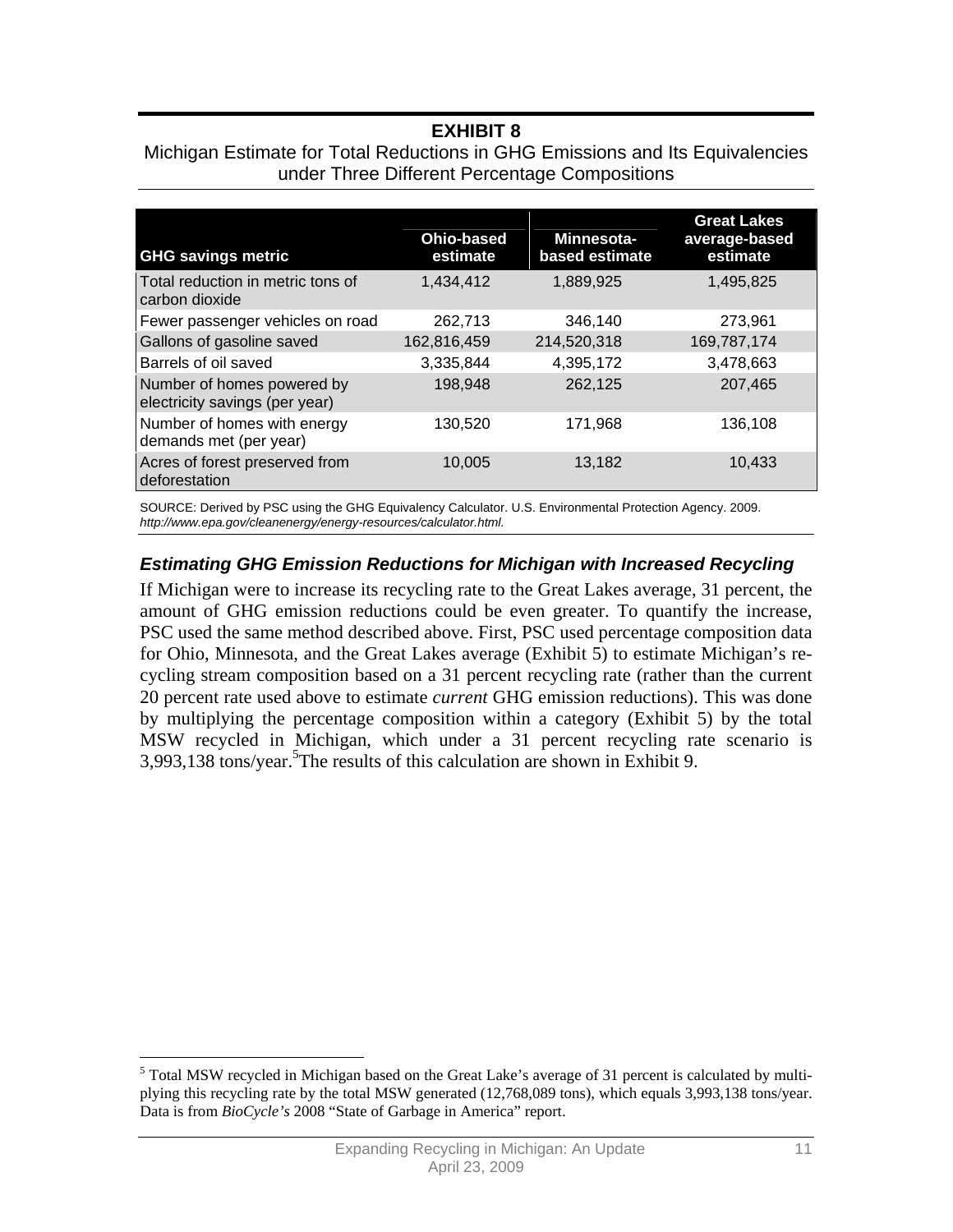**EXHIBIT 8**

Michigan Estimate for Total Reductions in GHG Emissions and Its Equivalencies under Three Different Percentage Compositions

| GHG savings metric | Ohio-based estimate | Minnesota-based estimate | Great Lakes average-based estimate |
|---|---|---|---|
| Total reduction in metric tons of carbon dioxide | 1,434,412 | 1,889,925 | 1,495,825 |
| Fewer passenger vehicles on road | 262,713 | 346,140 | 273,961 |
| Gallons of gasoline saved | 162,816,459 | 214,520,318 | 169,787,174 |
| Barrels of oil saved | 3,335,844 | 4,395,172 | 3,478,663 |
| Number of homes powered by electricity savings (per year) | 198,948 | 262,125 | 207,465 |
| Number of homes with energy demands met (per year) | 130,520 | 171,968 | 136,108 |
| Acres of forest preserved from deforestation | 10,005 | 13,182 | 10,433 |

SOURCE: Derived by PSC using the GHG Equivalency Calculator. U.S. Environmental Protection Agency. 2009. *http://www.epa.gov/cleanenergy/energy-resources/calculator.html.*

### *Estimating GHG Emission Reductions for Michigan with Increased Recycling*

If Michigan were to increase its recycling rate to the Great Lakes average, 31 percent, the amount of GHG emission reductions could be even greater. To quantify the increase, PSC used the same method described above. First, PSC used percentage composition data for Ohio, Minnesota, and the Great Lakes average (Exhibit 5) to estimate Michigan's recycling stream composition based on a 31 percent recycling rate (rather than the current 20 percent rate used above to estimate *current* GHG emission reductions). This was done by multiplying the percentage composition within a category (Exhibit 5) by the total MSW recycled in Michigan, which under a 31 percent recycling rate scenario is 3,993,138 tons/year.[5] The results of this calculation are shown in Exhibit 9.

[5] Total MSW recycled in Michigan based on the Great Lake's average of 31 percent is calculated by multiplying this recycling rate by the total MSW generated (12,768,089 tons), which equals 3,993,138 tons/year. Data is from *BioCycle's* 2008 "State of Garbage in America" report.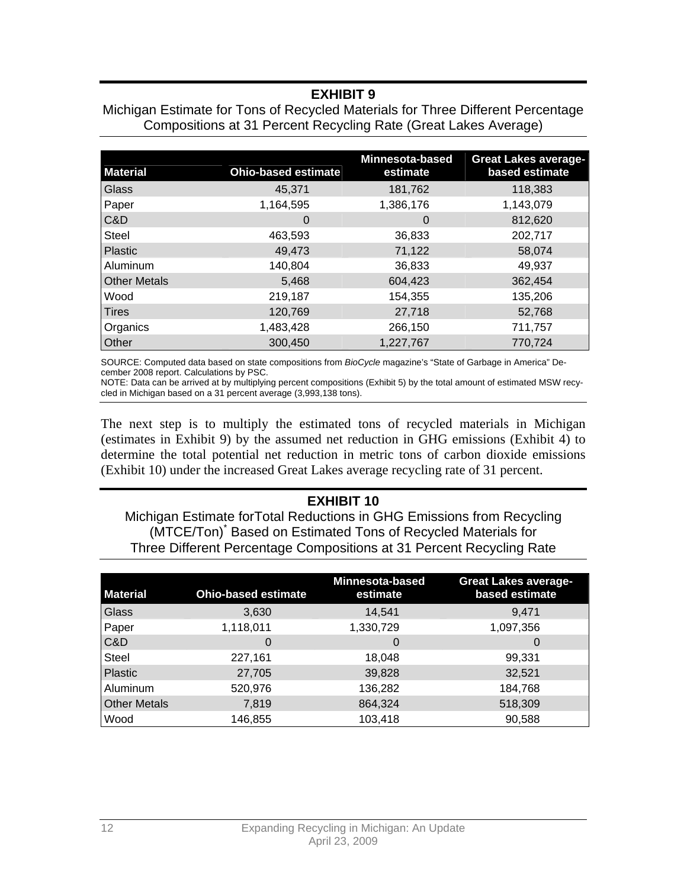**EXHIBIT 9**

Michigan Estimate for Tons of Recycled Materials for Three Different Percentage Compositions at 31 Percent Recycling Rate (Great Lakes Average)

| Material | Ohio-based estimate | Minnesota-based estimate | Great Lakes average-based estimate |
| --- | --- | --- | --- |
| Glass | 45,371 | 181,762 | 118,383 |
| Paper | 1,164,595 | 1,386,176 | 1,143,079 |
| C&D | 0 | 0 | 812,620 |
| Steel | 463,593 | 36,833 | 202,717 |
| Plastic | 49,473 | 71,122 | 58,074 |
| Aluminum | 140,804 | 36,833 | 49,937 |
| Other Metals | 5,468 | 604,423 | 362,454 |
| Wood | 219,187 | 154,355 | 135,206 |
| Tires | 120,769 | 27,718 | 52,768 |
| Organics | 1,483,428 | 266,150 | 711,757 |
| Other | 300,450 | 1,227,767 | 770,724 |

SOURCE: Computed data based on state compositions from *BioCycle* magazine's "State of Garbage in America" December 2008 report. Calculations by PSC.
NOTE: Data can be arrived at by multiplying percent compositions (Exhibit 5) by the total amount of estimated MSW recycled in Michigan based on a 31 percent average (3,993,138 tons).

The next step is to multiply the estimated tons of recycled materials in Michigan (estimates in Exhibit 9) by the assumed net reduction in GHG emissions (Exhibit 4) to determine the total potential net reduction in metric tons of carbon dioxide emissions (Exhibit 10) under the increased Great Lakes average recycling rate of 31 percent.

**EXHIBIT 10**

Michigan Estimate forTotal Reductions in GHG Emissions from Recycling (MTCE/Ton)* Based on Estimated Tons of Recycled Materials for Three Different Percentage Compositions at 31 Percent Recycling Rate

| Material | Ohio-based estimate | Minnesota-based estimate | Great Lakes average-based estimate |
| --- | --- | --- | --- |
| Glass | 3,630 | 14,541 | 9,471 |
| Paper | 1,118,011 | 1,330,729 | 1,097,356 |
| C&D | 0 | 0 | 0 |
| Steel | 227,161 | 18,048 | 99,331 |
| Plastic | 27,705 | 39,828 | 32,521 |
| Aluminum | 520,976 | 136,282 | 184,768 |
| Other Metals | 7,819 | 864,324 | 518,309 |
| Wood | 146,855 | 103,418 | 90,588 |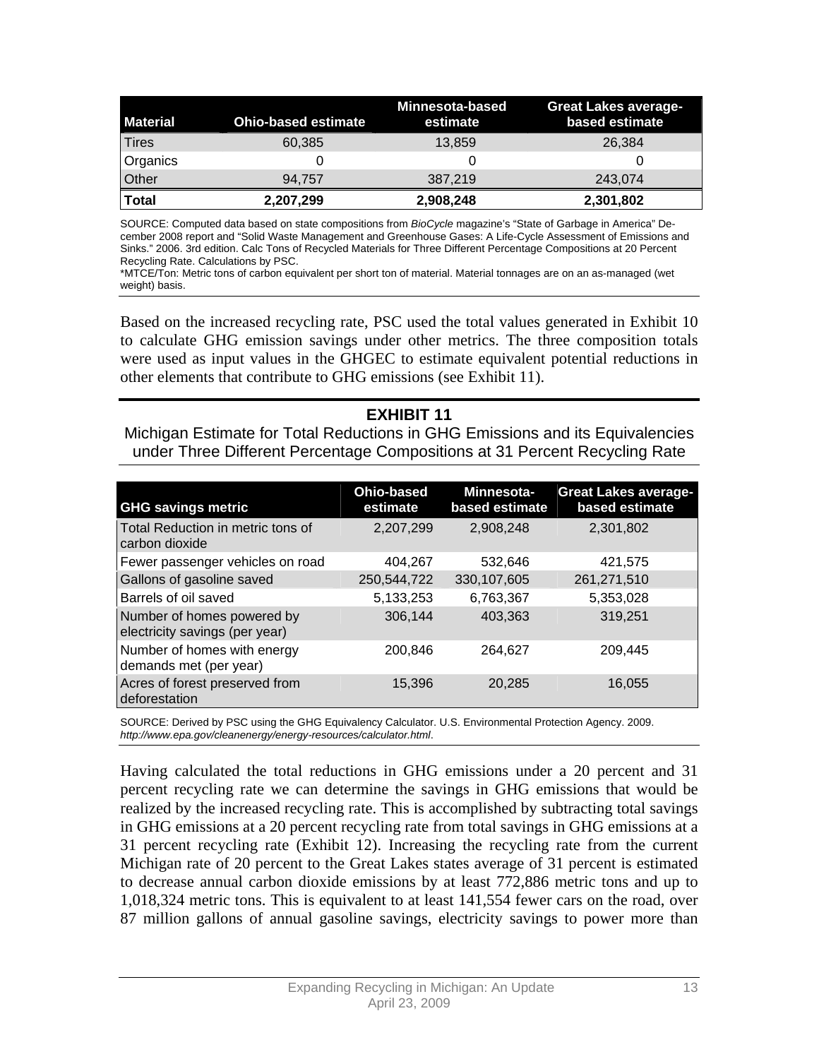| Material | Ohio-based estimate | Minnesota-based estimate | Great Lakes average-based estimate |
|---|---|---|---|
| Tires | 60,385 | 13,859 | 26,384 |
| Organics | 0 | 0 | 0 |
| Other | 94,757 | 387,219 | 243,074 |
| **Total** | **2,207,299** | **2,908,248** | **2,301,802** |

SOURCE: Computed data based on state compositions from *BioCycle* magazine's "State of Garbage in America" December 2008 report and "Solid Waste Management and Greenhouse Gases: A Life-Cycle Assessment of Emissions and Sinks." 2006. 3rd edition. Calc Tons of Recycled Materials for Three Different Percentage Compositions at 20 Percent Recycling Rate. Calculations by PSC.
*MTCE/Ton: Metric tons of carbon equivalent per short ton of material. Material tonnages are on an as-managed (wet weight) basis.

Based on the increased recycling rate, PSC used the total values generated in Exhibit 10 to calculate GHG emission savings under other metrics. The three composition totals were used as input values in the GHGEC to estimate equivalent potential reductions in other elements that contribute to GHG emissions (see Exhibit 11).

## EXHIBIT 11

Michigan Estimate for Total Reductions in GHG Emissions and its Equivalencies under Three Different Percentage Compositions at 31 Percent Recycling Rate

| GHG savings metric | Ohio-based estimate | Minnesota-based estimate | Great Lakes average-based estimate |
|---|---|---|---|
| Total Reduction in metric tons of carbon dioxide | 2,207,299 | 2,908,248 | 2,301,802 |
| Fewer passenger vehicles on road | 404,267 | 532,646 | 421,575 |
| Gallons of gasoline saved | 250,544,722 | 330,107,605 | 261,271,510 |
| Barrels of oil saved | 5,133,253 | 6,763,367 | 5,353,028 |
| Number of homes powered by electricity savings (per year) | 306,144 | 403,363 | 319,251 |
| Number of homes with energy demands met (per year) | 200,846 | 264,627 | 209,445 |
| Acres of forest preserved from deforestation | 15,396 | 20,285 | 16,055 |

SOURCE: Derived by PSC using the GHG Equivalency Calculator. U.S. Environmental Protection Agency. 2009. *http://www.epa.gov/cleanenergy/energy-resources/calculator.html*.

Having calculated the total reductions in GHG emissions under a 20 percent and 31 percent recycling rate we can determine the savings in GHG emissions that would be realized by the increased recycling rate. This is accomplished by subtracting total savings in GHG emissions at a 20 percent recycling rate from total savings in GHG emissions at a 31 percent recycling rate (Exhibit 12). Increasing the recycling rate from the current Michigan rate of 20 percent to the Great Lakes states average of 31 percent is estimated to decrease annual carbon dioxide emissions by at least 772,886 metric tons and up to 1,018,324 metric tons. This is equivalent to at least 141,554 fewer cars on the road, over 87 million gallons of annual gasoline savings, electricity savings to power more than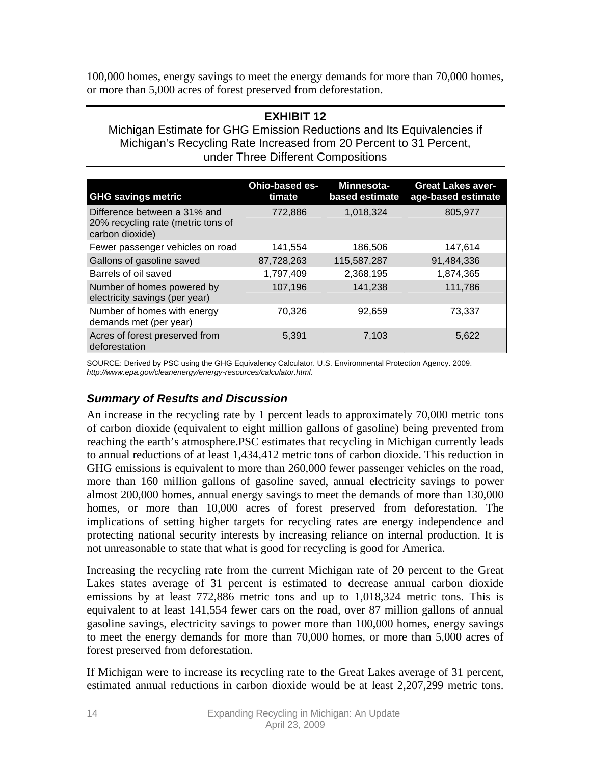100,000 homes, energy savings to meet the energy demands for more than 70,000 homes, or more than 5,000 acres of forest preserved from deforestation.

**EXHIBIT 12**

Michigan Estimate for GHG Emission Reductions and Its Equivalencies if Michigan's Recycling Rate Increased from 20 Percent to 31 Percent, under Three Different Compositions

| GHG savings metric | Ohio-based estimate | Minnesota-based estimate | Great Lakes average-based estimate |
|---|---|---|---|
| Difference between a 31% and 20% recycling rate (metric tons of carbon dioxide) | 772,886 | 1,018,324 | 805,977 |
| Fewer passenger vehicles on road | 141,554 | 186,506 | 147,614 |
| Gallons of gasoline saved | 87,728,263 | 115,587,287 | 91,484,336 |
| Barrels of oil saved | 1,797,409 | 2,368,195 | 1,874,365 |
| Number of homes powered by electricity savings (per year) | 107,196 | 141,238 | 111,786 |
| Number of homes with energy demands met (per year) | 70,326 | 92,659 | 73,337 |
| Acres of forest preserved from deforestation | 5,391 | 7,103 | 5,622 |

SOURCE: Derived by PSC using the GHG Equivalency Calculator. U.S. Environmental Protection Agency. 2009. *http://www.epa.gov/cleanenergy/energy-resources/calculator.html*.

### *Summary of Results and Discussion*

An increase in the recycling rate by 1 percent leads to approximately 70,000 metric tons of carbon dioxide (equivalent to eight million gallons of gasoline) being prevented from reaching the earth's atmosphere.PSC estimates that recycling in Michigan currently leads to annual reductions of at least 1,434,412 metric tons of carbon dioxide. This reduction in GHG emissions is equivalent to more than 260,000 fewer passenger vehicles on the road, more than 160 million gallons of gasoline saved, annual electricity savings to power almost 200,000 homes, annual energy savings to meet the demands of more than 130,000 homes, or more than 10,000 acres of forest preserved from deforestation. The implications of setting higher targets for recycling rates are energy independence and protecting national security interests by increasing reliance on internal production. It is not unreasonable to state that what is good for recycling is good for America.

Increasing the recycling rate from the current Michigan rate of 20 percent to the Great Lakes states average of 31 percent is estimated to decrease annual carbon dioxide emissions by at least 772,886 metric tons and up to 1,018,324 metric tons. This is equivalent to at least 141,554 fewer cars on the road, over 87 million gallons of annual gasoline savings, electricity savings to power more than 100,000 homes, energy savings to meet the energy demands for more than 70,000 homes, or more than 5,000 acres of forest preserved from deforestation.

If Michigan were to increase its recycling rate to the Great Lakes average of 31 percent, estimated annual reductions in carbon dioxide would be at least 2,207,299 metric tons.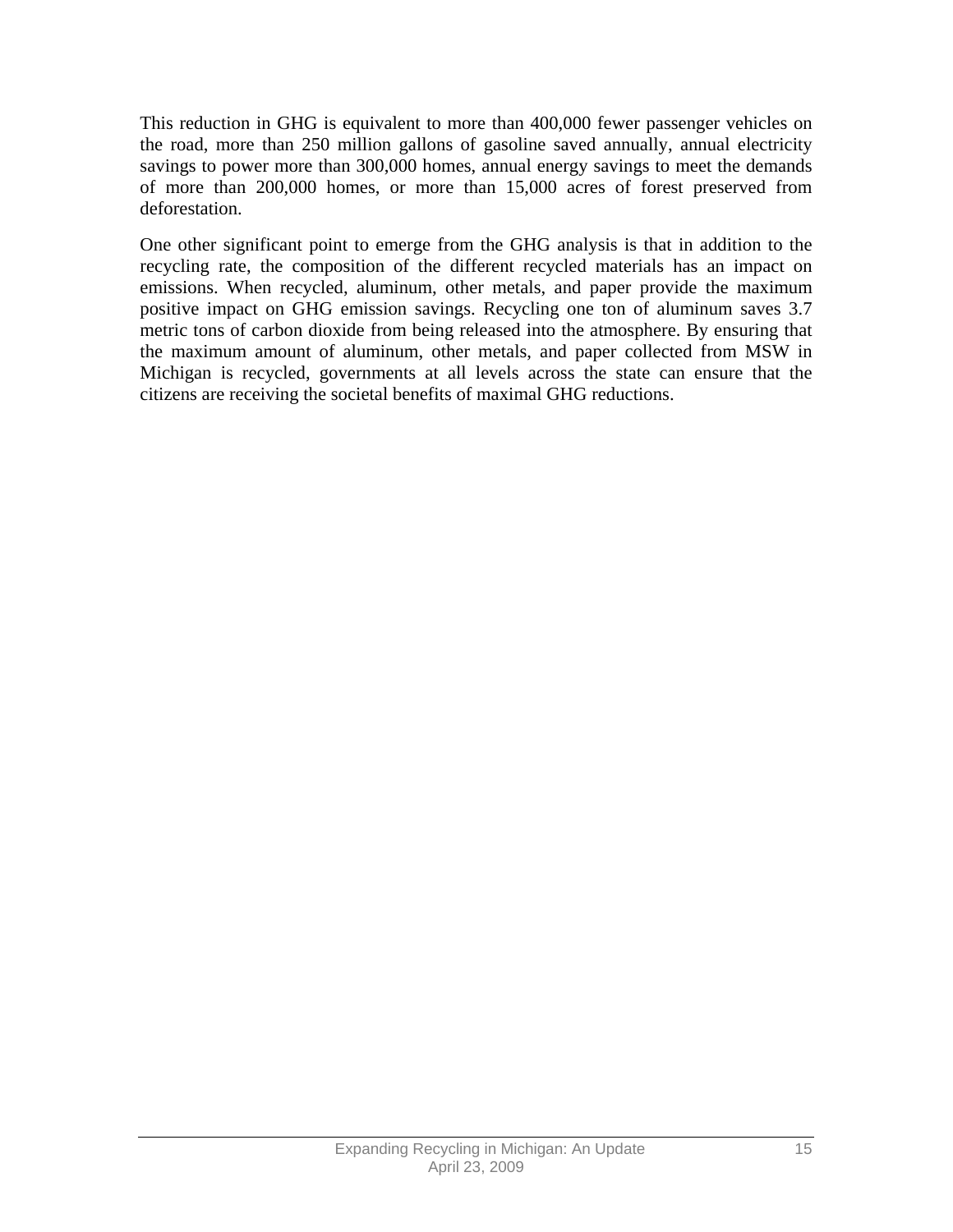This reduction in GHG is equivalent to more than 400,000 fewer passenger vehicles on the road, more than 250 million gallons of gasoline saved annually, annual electricity savings to power more than 300,000 homes, annual energy savings to meet the demands of more than 200,000 homes, or more than 15,000 acres of forest preserved from deforestation.

One other significant point to emerge from the GHG analysis is that in addition to the recycling rate, the composition of the different recycled materials has an impact on emissions. When recycled, aluminum, other metals, and paper provide the maximum positive impact on GHG emission savings. Recycling one ton of aluminum saves 3.7 metric tons of carbon dioxide from being released into the atmosphere. By ensuring that the maximum amount of aluminum, other metals, and paper collected from MSW in Michigan is recycled, governments at all levels across the state can ensure that the citizens are receiving the societal benefits of maximal GHG reductions.